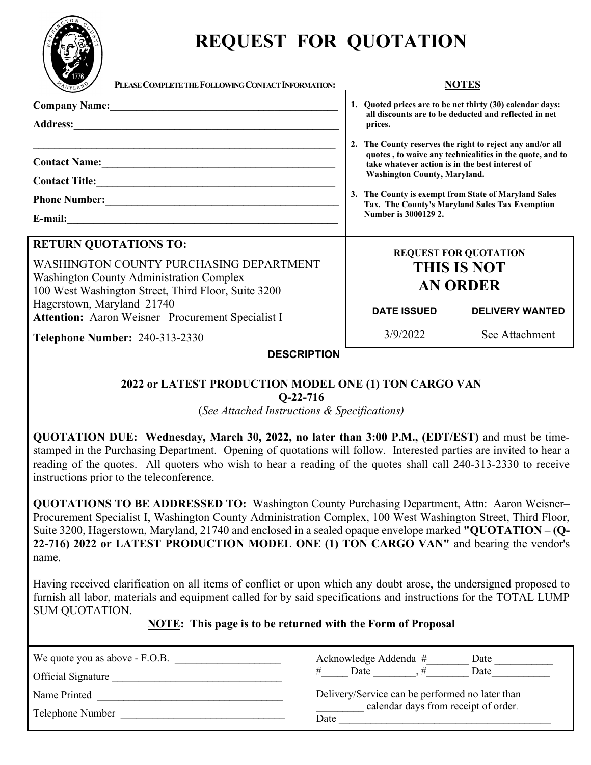# REQUEST FOR QUOTATION

**PLEASE COMPLETE THE FOLLOWING CONTACT INFORMATION:**

**Company Name:**_____________________________________________

**Address:**__________________________________________________

______________________________________________________________

**Contact Name:**______________________________________________

**Contact Title:**______________________________________________

**Phone Number:**______________________________________________

**E-mail:**____________________________________________________

**NOTES**

1. **Quoted prices are to be net thirty (30) calendar days: all discounts are to be deducted and reflected in net prices.**
2. **The County reserves the right to reject any and/or all quotes , to waive any technicalities in the quote, and to take whatever action is in the best interest of Washington County, Maryland.**
3. **The County is exempt from State of Maryland Sales Tax. The County's Maryland Sales Tax Exemption Number is 3000129 2.**

**RETURN QUOTATIONS TO:**

WASHINGTON COUNTY PURCHASING DEPARTMENT
Washington County Administration Complex
100 West Washington Street, Third Floor, Suite 3200
Hagerstown, Maryland 21740
**Attention:** Aaron Weisner– Procurement Specialist I

**Telephone Number:** 240-313-2330

**REQUEST FOR QUOTATION**
**THIS IS NOT AN ORDER**

| DATE ISSUED | DELIVERY WANTED |
|---|---|
| 3/9/2022 | See Attachment |

**DESCRIPTION**

**2022 or LATEST PRODUCTION MODEL ONE (1) TON CARGO VAN**
**Q-22-716**
(*See Attached Instructions & Specifications)*

**QUOTATION DUE: Wednesday, March 30, 2022, no later than 3:00 P.M., (EDT/EST)** and must be time-stamped in the Purchasing Department. Opening of quotations will follow. Interested parties are invited to hear a reading of the quotes. All quoters who wish to hear a reading of the quotes shall call 240-313-2330 to receive instructions prior to the teleconference.

**QUOTATIONS TO BE ADDRESSED TO:** Washington County Purchasing Department, Attn: Aaron Weisner– Procurement Specialist I, Washington County Administration Complex, 100 West Washington Street, Third Floor, Suite 3200, Hagerstown, Maryland, 21740 and enclosed in a sealed opaque envelope marked **"QUOTATION – (Q-22-716) 2022 or LATEST PRODUCTION MODEL ONE (1) TON CARGO VAN"** and bearing the vendor's name.

Having received clarification on all items of conflict or upon which any doubt arose, the undersigned proposed to furnish all labor, materials and equipment called for by said specifications and instructions for the TOTAL LUMP SUM QUOTATION.

**NOTE: This page is to be returned with the Form of Proposal**

We quote you as above - F.O.B. ____________________

Official Signature ________________________________

Name Printed ___________________________________

Telephone Number _______________________________

Acknowledge Addenda #________ Date ___________
#_____ Date ________, #________ Date___________

Delivery/Service can be performed no later than _________ calendar days from receipt of order.

Date __________________________________________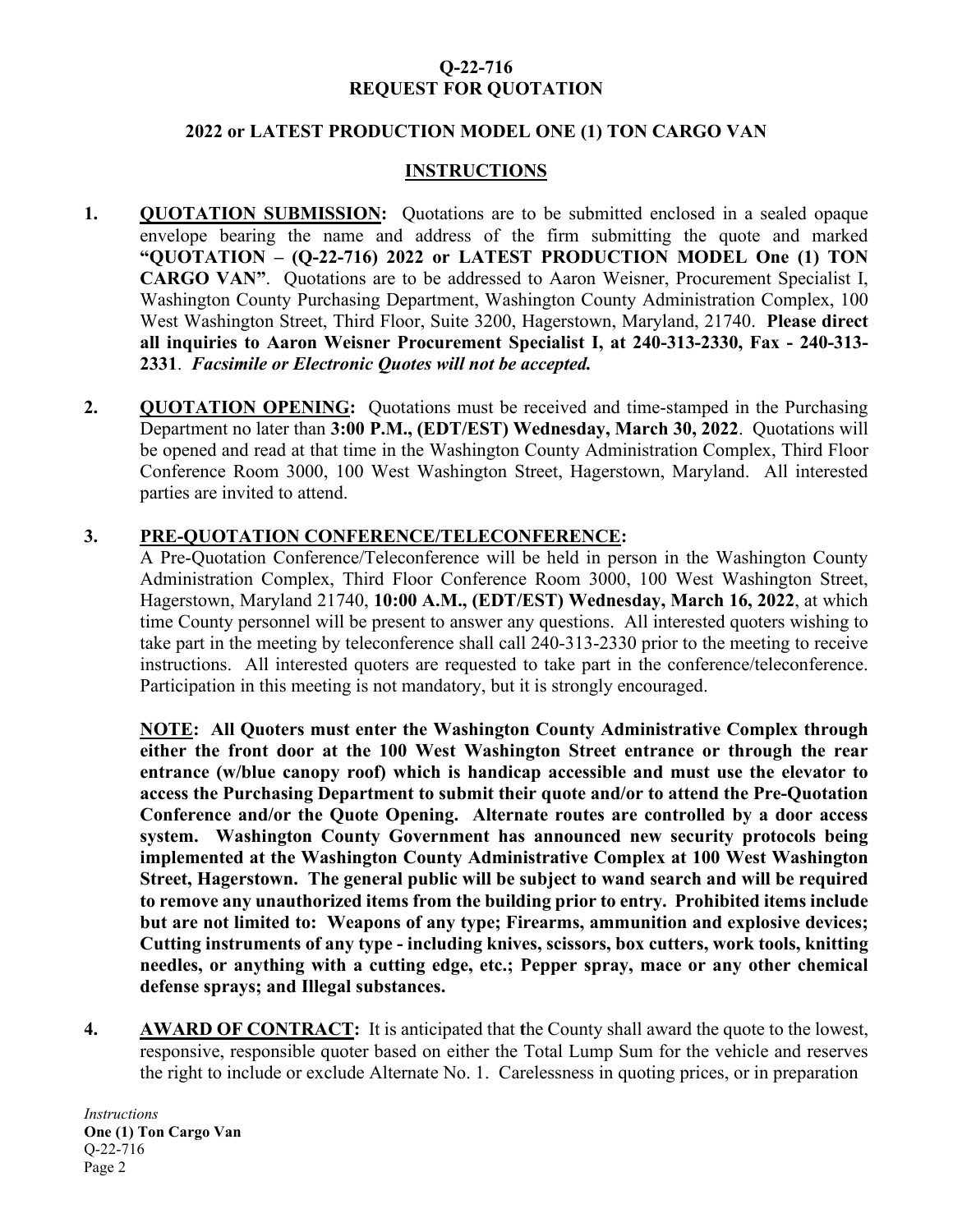**Q-22-716**
**REQUEST FOR QUOTATION**

**2022 or LATEST PRODUCTION MODEL ONE (1) TON CARGO VAN**

**INSTRUCTIONS**

1. **QUOTATION SUBMISSION:** Quotations are to be submitted enclosed in a sealed opaque envelope bearing the name and address of the firm submitting the quote and marked **"QUOTATION – (Q-22-716) 2022 or LATEST PRODUCTION MODEL One (1) TON CARGO VAN"**. Quotations are to be addressed to Aaron Weisner, Procurement Specialist I, Washington County Purchasing Department, Washington County Administration Complex, 100 West Washington Street, Third Floor, Suite 3200, Hagerstown, Maryland, 21740. **Please direct all inquiries to Aaron Weisner Procurement Specialist I, at 240-313-2330, Fax - 240-313-2331**. ***Facsimile or Electronic Quotes will not be accepted.***

2. **QUOTATION OPENING:** Quotations must be received and time-stamped in the Purchasing Department no later than **3:00 P.M., (EDT/EST) Wednesday, March 30, 2022**. Quotations will be opened and read at that time in the Washington County Administration Complex, Third Floor Conference Room 3000, 100 West Washington Street, Hagerstown, Maryland. All interested parties are invited to attend.

3. **PRE-QUOTATION CONFERENCE/TELECONFERENCE:**
A Pre-Quotation Conference/Teleconference will be held in person in the Washington County Administration Complex, Third Floor Conference Room 3000, 100 West Washington Street, Hagerstown, Maryland 21740, **10:00 A.M., (EDT/EST) Wednesday, March 16, 2022**, at which time County personnel will be present to answer any questions. All interested quoters wishing to take part in the meeting by teleconference shall call 240-313-2330 prior to the meeting to receive instructions. All interested quoters are requested to take part in the conference/teleconference. Participation in this meeting is not mandatory, but it is strongly encouraged.

   **NOTE: All Quoters must enter the Washington County Administrative Complex through either the front door at the 100 West Washington Street entrance or through the rear entrance (w/blue canopy roof) which is handicap accessible and must use the elevator to access the Purchasing Department to submit their quote and/or to attend the Pre-Quotation Conference and/or the Quote Opening. Alternate routes are controlled by a door access system. Washington County Government has announced new security protocols being implemented at the Washington County Administrative Complex at 100 West Washington Street, Hagerstown. The general public will be subject to wand search and will be required to remove any unauthorized items from the building prior to entry. Prohibited items include but are not limited to: Weapons of any type; Firearms, ammunition and explosive devices; Cutting instruments of any type - including knives, scissors, box cutters, work tools, knitting needles, or anything with a cutting edge, etc.; Pepper spray, mace or any other chemical defense sprays; and Illegal substances.**

4. **AWARD OF CONTRACT:** It is anticipated that the County shall award the quote to the lowest, responsive, responsible quoter based on either the Total Lump Sum for the vehicle and reserves the right to include or exclude Alternate No. 1. Carelessness in quoting prices, or in preparation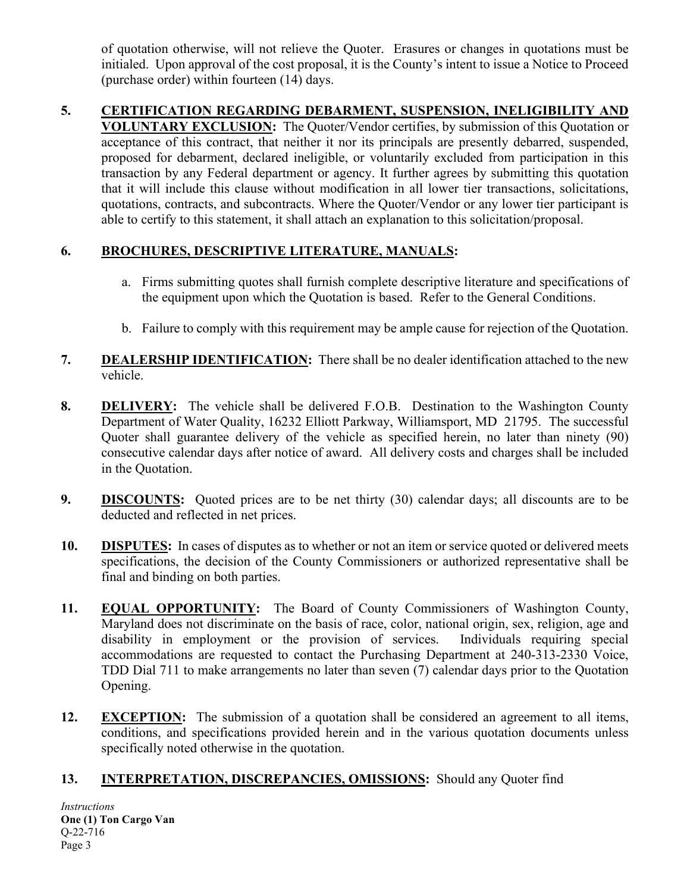of quotation otherwise, will not relieve the Quoter. Erasures or changes in quotations must be initialed. Upon approval of the cost proposal, it is the County's intent to issue a Notice to Proceed (purchase order) within fourteen (14) days.

**5. CERTIFICATION REGARDING DEBARMENT, SUSPENSION, INELIGIBILITY AND VOLUNTARY EXCLUSION:** The Quoter/Vendor certifies, by submission of this Quotation or acceptance of this contract, that neither it nor its principals are presently debarred, suspended, proposed for debarment, declared ineligible, or voluntarily excluded from participation in this transaction by any Federal department or agency. It further agrees by submitting this quotation that it will include this clause without modification in all lower tier transactions, solicitations, quotations, contracts, and subcontracts. Where the Quoter/Vendor or any lower tier participant is able to certify to this statement, it shall attach an explanation to this solicitation/proposal.

**6. BROCHURES, DESCRIPTIVE LITERATURE, MANUALS:**

a. Firms submitting quotes shall furnish complete descriptive literature and specifications of the equipment upon which the Quotation is based. Refer to the General Conditions.

b. Failure to comply with this requirement may be ample cause for rejection of the Quotation.

**7. DEALERSHIP IDENTIFICATION:** There shall be no dealer identification attached to the new vehicle.

**8. DELIVERY:** The vehicle shall be delivered F.O.B. Destination to the Washington County Department of Water Quality, 16232 Elliott Parkway, Williamsport, MD 21795. The successful Quoter shall guarantee delivery of the vehicle as specified herein, no later than ninety (90) consecutive calendar days after notice of award. All delivery costs and charges shall be included in the Quotation.

**9. DISCOUNTS:** Quoted prices are to be net thirty (30) calendar days; all discounts are to be deducted and reflected in net prices.

**10. DISPUTES:** In cases of disputes as to whether or not an item or service quoted or delivered meets specifications, the decision of the County Commissioners or authorized representative shall be final and binding on both parties.

**11. EQUAL OPPORTUNITY:** The Board of County Commissioners of Washington County, Maryland does not discriminate on the basis of race, color, national origin, sex, religion, age and disability in employment or the provision of services. Individuals requiring special accommodations are requested to contact the Purchasing Department at 240-313-2330 Voice, TDD Dial 711 to make arrangements no later than seven (7) calendar days prior to the Quotation Opening.

**12. EXCEPTION:** The submission of a quotation shall be considered an agreement to all items, conditions, and specifications provided herein and in the various quotation documents unless specifically noted otherwise in the quotation.

**13. INTERPRETATION, DISCREPANCIES, OMISSIONS:** Should any Quoter find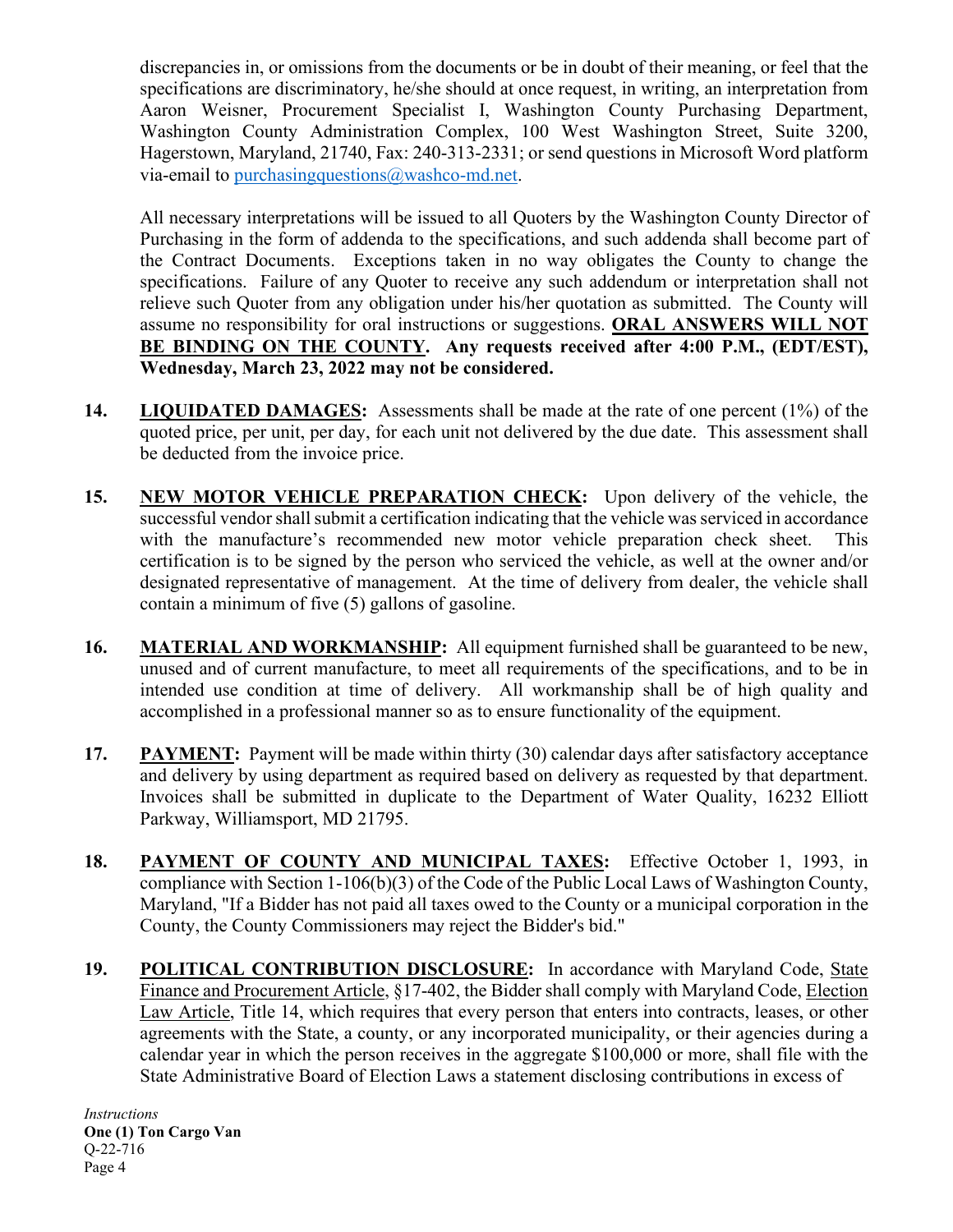discrepancies in, or omissions from the documents or be in doubt of their meaning, or feel that the specifications are discriminatory, he/she should at once request, in writing, an interpretation from Aaron Weisner, Procurement Specialist I, Washington County Purchasing Department, Washington County Administration Complex, 100 West Washington Street, Suite 3200, Hagerstown, Maryland, 21740, Fax: 240-313-2331; or send questions in Microsoft Word platform via-email to purchasingquestions@washco-md.net.

All necessary interpretations will be issued to all Quoters by the Washington County Director of Purchasing in the form of addenda to the specifications, and such addenda shall become part of the Contract Documents. Exceptions taken in no way obligates the County to change the specifications. Failure of any Quoter to receive any such addendum or interpretation shall not relieve such Quoter from any obligation under his/her quotation as submitted. The County will assume no responsibility for oral instructions or suggestions. **ORAL ANSWERS WILL NOT BE BINDING ON THE COUNTY. Any requests received after 4:00 P.M., (EDT/EST), Wednesday, March 23, 2022 may not be considered.**

**14. LIQUIDATED DAMAGES:** Assessments shall be made at the rate of one percent (1%) of the quoted price, per unit, per day, for each unit not delivered by the due date. This assessment shall be deducted from the invoice price.

**15. NEW MOTOR VEHICLE PREPARATION CHECK:** Upon delivery of the vehicle, the successful vendor shall submit a certification indicating that the vehicle was serviced in accordance with the manufacture's recommended new motor vehicle preparation check sheet. This certification is to be signed by the person who serviced the vehicle, as well at the owner and/or designated representative of management. At the time of delivery from dealer, the vehicle shall contain a minimum of five (5) gallons of gasoline.

**16. MATERIAL AND WORKMANSHIP:** All equipment furnished shall be guaranteed to be new, unused and of current manufacture, to meet all requirements of the specifications, and to be in intended use condition at time of delivery. All workmanship shall be of high quality and accomplished in a professional manner so as to ensure functionality of the equipment.

**17. PAYMENT:** Payment will be made within thirty (30) calendar days after satisfactory acceptance and delivery by using department as required based on delivery as requested by that department. Invoices shall be submitted in duplicate to the Department of Water Quality, 16232 Elliott Parkway, Williamsport, MD 21795.

**18. PAYMENT OF COUNTY AND MUNICIPAL TAXES:** Effective October 1, 1993, in compliance with Section 1-106(b)(3) of the Code of the Public Local Laws of Washington County, Maryland, "If a Bidder has not paid all taxes owed to the County or a municipal corporation in the County, the County Commissioners may reject the Bidder's bid."

**19. POLITICAL CONTRIBUTION DISCLOSURE:** In accordance with Maryland Code, State Finance and Procurement Article, §17-402, the Bidder shall comply with Maryland Code, Election Law Article, Title 14, which requires that every person that enters into contracts, leases, or other agreements with the State, a county, or any incorporated municipality, or their agencies during a calendar year in which the person receives in the aggregate $100,000 or more, shall file with the State Administrative Board of Election Laws a statement disclosing contributions in excess of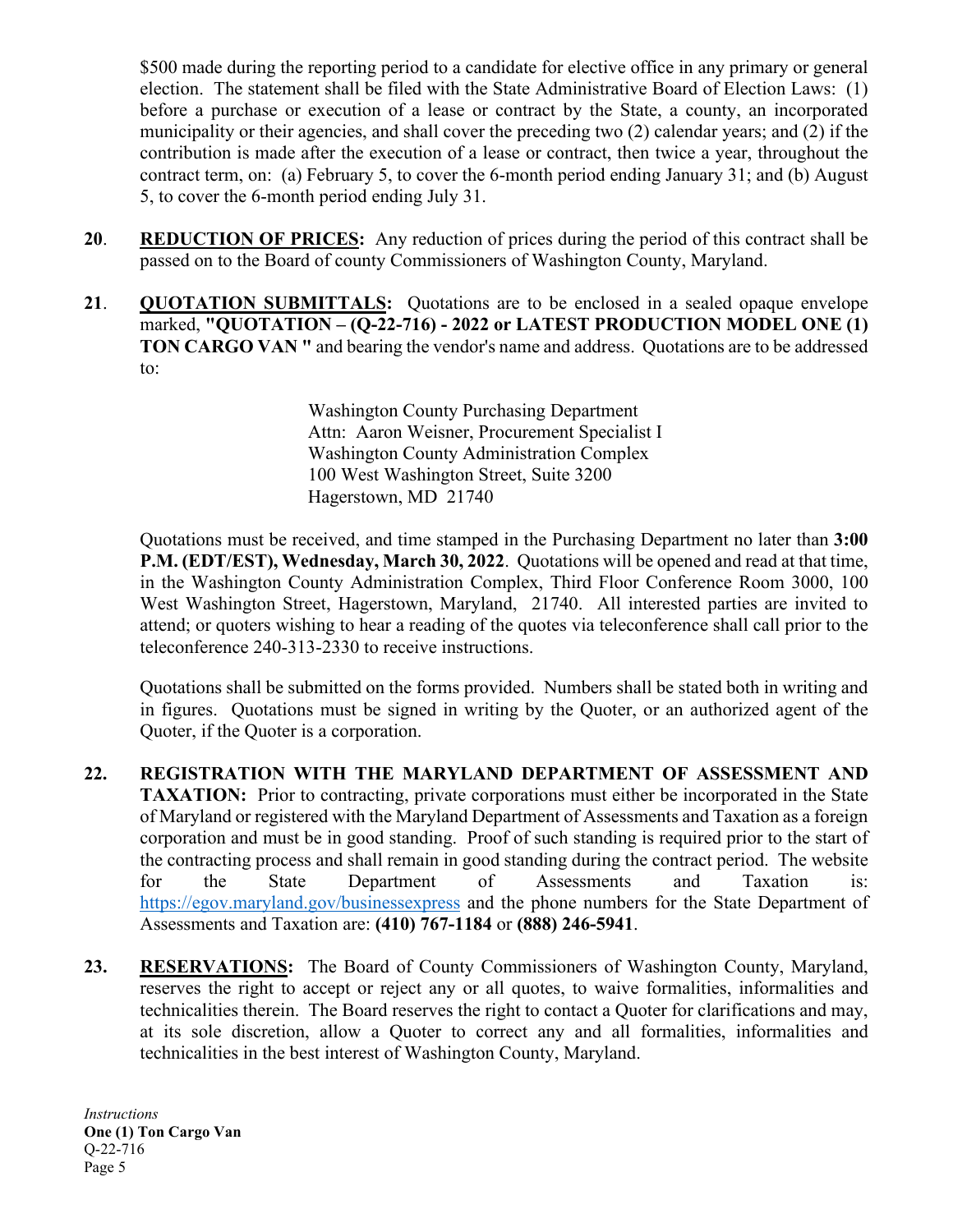$500 made during the reporting period to a candidate for elective office in any primary or general election. The statement shall be filed with the State Administrative Board of Election Laws: (1) before a purchase or execution of a lease or contract by the State, a county, an incorporated municipality or their agencies, and shall cover the preceding two (2) calendar years; and (2) if the contribution is made after the execution of a lease or contract, then twice a year, throughout the contract term, on: (a) February 5, to cover the 6-month period ending January 31; and (b) August 5, to cover the 6-month period ending July 31.

**20**. **REDUCTION OF PRICES:** Any reduction of prices during the period of this contract shall be passed on to the Board of county Commissioners of Washington County, Maryland.

**21**. **QUOTATION SUBMITTALS:** Quotations are to be enclosed in a sealed opaque envelope marked, **"QUOTATION – (Q-22-716) - 2022 or LATEST PRODUCTION MODEL ONE (1) TON CARGO VAN "** and bearing the vendor's name and address. Quotations are to be addressed to:

Washington County Purchasing Department
Attn: Aaron Weisner, Procurement Specialist I
Washington County Administration Complex
100 West Washington Street, Suite 3200
Hagerstown, MD 21740

Quotations must be received, and time stamped in the Purchasing Department no later than **3:00 P.M. (EDT/EST), Wednesday, March 30, 2022**. Quotations will be opened and read at that time, in the Washington County Administration Complex, Third Floor Conference Room 3000, 100 West Washington Street, Hagerstown, Maryland, 21740. All interested parties are invited to attend; or quoters wishing to hear a reading of the quotes via teleconference shall call prior to the teleconference 240-313-2330 to receive instructions.

Quotations shall be submitted on the forms provided. Numbers shall be stated both in writing and in figures. Quotations must be signed in writing by the Quoter, or an authorized agent of the Quoter, if the Quoter is a corporation.

**22. REGISTRATION WITH THE MARYLAND DEPARTMENT OF ASSESSMENT AND TAXATION:** Prior to contracting, private corporations must either be incorporated in the State of Maryland or registered with the Maryland Department of Assessments and Taxation as a foreign corporation and must be in good standing. Proof of such standing is required prior to the start of the contracting process and shall remain in good standing during the contract period. The website for the State Department of Assessments and Taxation is: https://egov.maryland.gov/businessexpress and the phone numbers for the State Department of Assessments and Taxation are: **(410) 767-1184** or **(888) 246-5941**.

**23. RESERVATIONS:** The Board of County Commissioners of Washington County, Maryland, reserves the right to accept or reject any or all quotes, to waive formalities, informalities and technicalities therein. The Board reserves the right to contact a Quoter for clarifications and may, at its sole discretion, allow a Quoter to correct any and all formalities, informalities and technicalities in the best interest of Washington County, Maryland.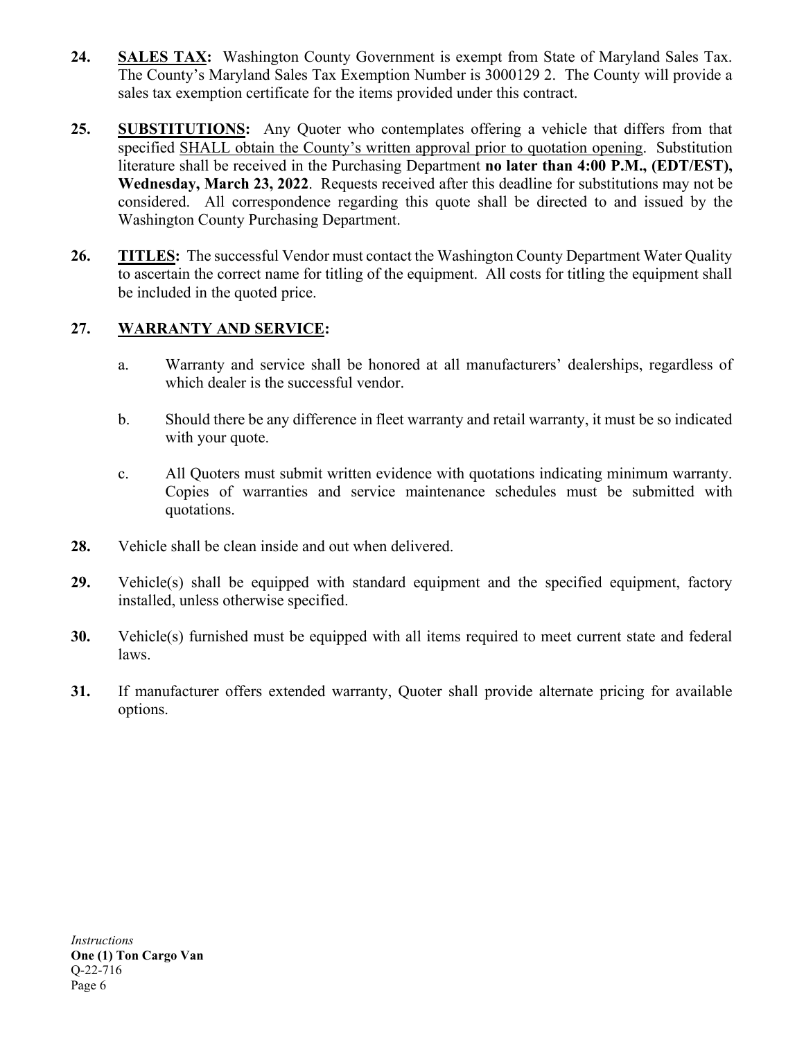**24.** **SALES TAX:** Washington County Government is exempt from State of Maryland Sales Tax. The County's Maryland Sales Tax Exemption Number is 3000129 2. The County will provide a sales tax exemption certificate for the items provided under this contract.

**25.** **SUBSTITUTIONS:** Any Quoter who contemplates offering a vehicle that differs from that specified SHALL obtain the County's written approval prior to quotation opening. Substitution literature shall be received in the Purchasing Department **no later than 4:00 P.M., (EDT/EST), Wednesday, March 23, 2022**. Requests received after this deadline for substitutions may not be considered. All correspondence regarding this quote shall be directed to and issued by the Washington County Purchasing Department.

**26.** **TITLES:** The successful Vendor must contact the Washington County Department Water Quality to ascertain the correct name for titling of the equipment. All costs for titling the equipment shall be included in the quoted price.

**27.** **WARRANTY AND SERVICE:**

a. Warranty and service shall be honored at all manufacturers' dealerships, regardless of which dealer is the successful vendor.

b. Should there be any difference in fleet warranty and retail warranty, it must be so indicated with your quote.

c. All Quoters must submit written evidence with quotations indicating minimum warranty. Copies of warranties and service maintenance schedules must be submitted with quotations.

**28.** Vehicle shall be clean inside and out when delivered.

**29.** Vehicle(s) shall be equipped with standard equipment and the specified equipment, factory installed, unless otherwise specified.

**30.** Vehicle(s) furnished must be equipped with all items required to meet current state and federal laws.

**31.** If manufacturer offers extended warranty, Quoter shall provide alternate pricing for available options.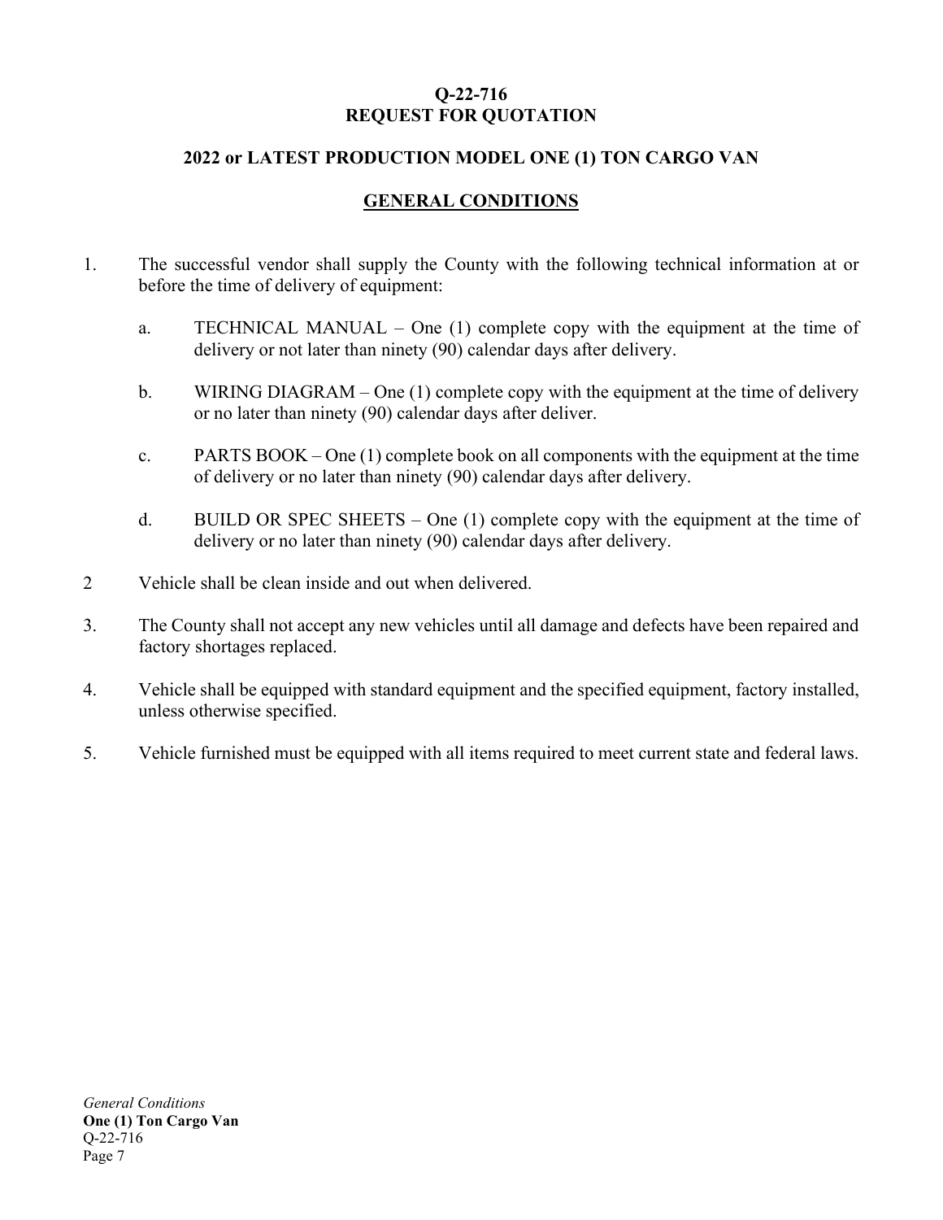**Q-22-716**
**REQUEST FOR QUOTATION**

**2022 or LATEST PRODUCTION MODEL ONE (1) TON CARGO VAN**

## GENERAL CONDITIONS

1. The successful vendor shall supply the County with the following technical information at or before the time of delivery of equipment:

   a. TECHNICAL MANUAL – One (1) complete copy with the equipment at the time of delivery or not later than ninety (90) calendar days after delivery.

   b. WIRING DIAGRAM – One (1) complete copy with the equipment at the time of delivery or no later than ninety (90) calendar days after deliver.

   c. PARTS BOOK – One (1) complete book on all components with the equipment at the time of delivery or no later than ninety (90) calendar days after delivery.

   d. BUILD OR SPEC SHEETS – One (1) complete copy with the equipment at the time of delivery or no later than ninety (90) calendar days after delivery.

2 Vehicle shall be clean inside and out when delivered.

3. The County shall not accept any new vehicles until all damage and defects have been repaired and factory shortages replaced.

4. Vehicle shall be equipped with standard equipment and the specified equipment, factory installed, unless otherwise specified.

5. Vehicle furnished must be equipped with all items required to meet current state and federal laws.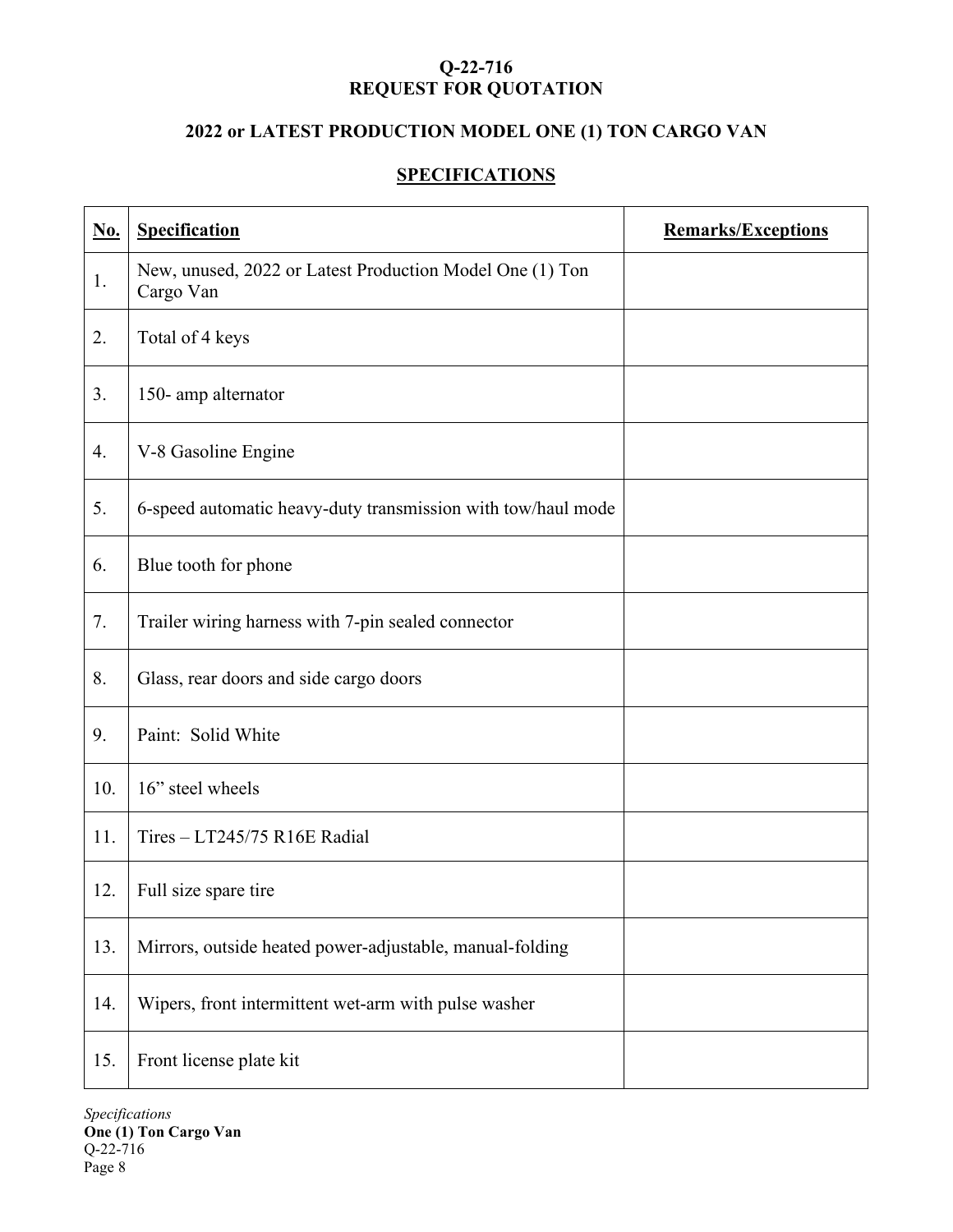**Q-22-716**
**REQUEST FOR QUOTATION**

**2022 or LATEST PRODUCTION MODEL ONE (1) TON CARGO VAN**

**SPECIFICATIONS**

| No. | Specification | Remarks/Exceptions |
|---|---|---|
| 1. | New, unused, 2022 or Latest Production Model One (1) Ton Cargo Van | |
| 2. | Total of 4 keys | |
| 3. | 150- amp alternator | |
| 4. | V-8 Gasoline Engine | |
| 5. | 6-speed automatic heavy-duty transmission with tow/haul mode | |
| 6. | Blue tooth for phone | |
| 7. | Trailer wiring harness with 7-pin sealed connector | |
| 8. | Glass, rear doors and side cargo doors | |
| 9. | Paint: Solid White | |
| 10. | 16" steel wheels | |
| 11. | Tires – LT245/75 R16E Radial | |
| 12. | Full size spare tire | |
| 13. | Mirrors, outside heated power-adjustable, manual-folding | |
| 14. | Wipers, front intermittent wet-arm with pulse washer | |
| 15. | Front license plate kit | |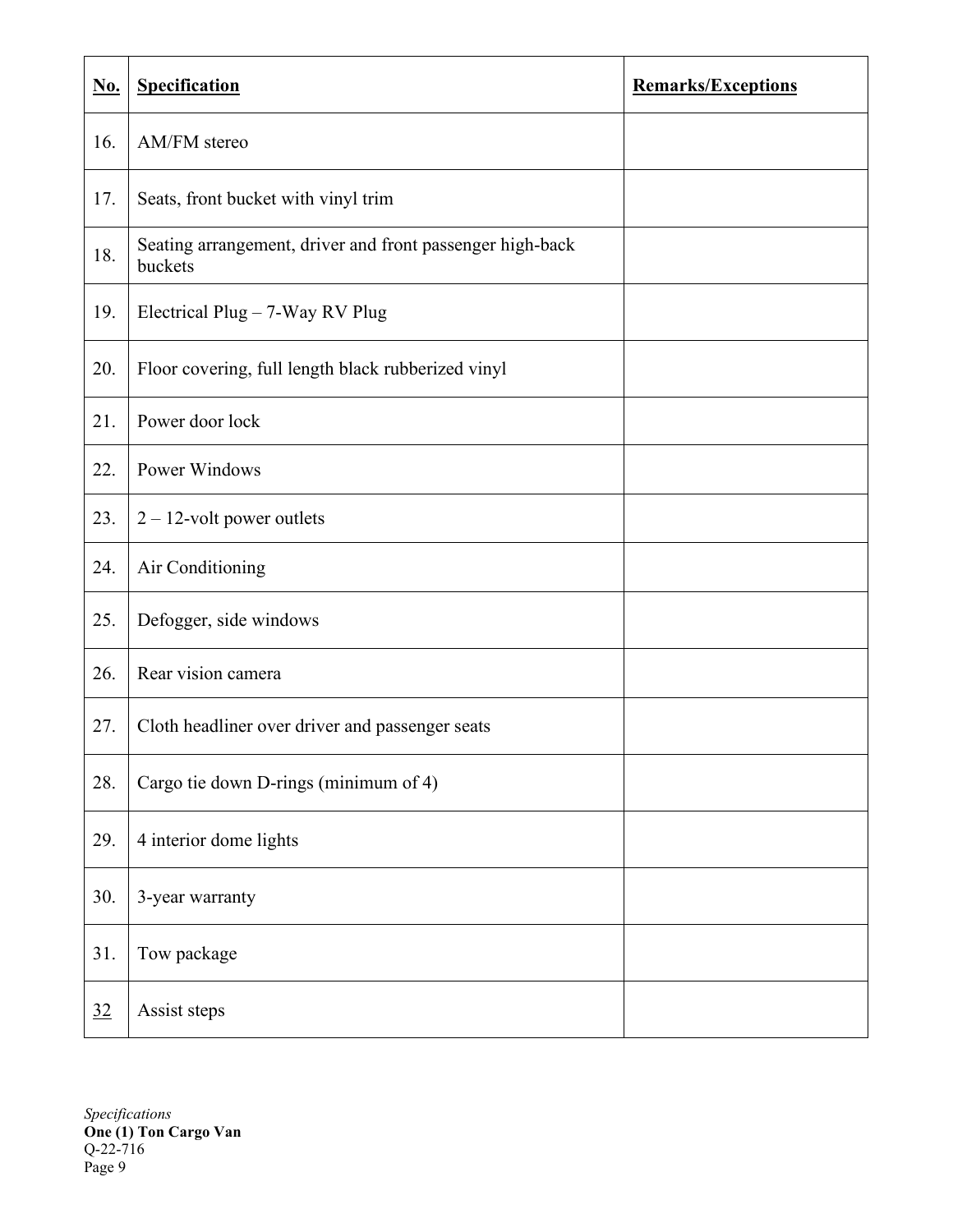| No. | Specification | Remarks/Exceptions |
|---|---|---|
| 16. | AM/FM stereo | |
| 17. | Seats, front bucket with vinyl trim | |
| 18. | Seating arrangement, driver and front passenger high-back buckets | |
| 19. | Electrical Plug – 7-Way RV Plug | |
| 20. | Floor covering, full length black rubberized vinyl | |
| 21. | Power door lock | |
| 22. | Power Windows | |
| 23. | 2 – 12-volt power outlets | |
| 24. | Air Conditioning | |
| 25. | Defogger, side windows | |
| 26. | Rear vision camera | |
| 27. | Cloth headliner over driver and passenger seats | |
| 28. | Cargo tie down D-rings (minimum of 4) | |
| 29. | 4 interior dome lights | |
| 30. | 3-year warranty | |
| 31. | Tow package | |
| 32 | Assist steps | |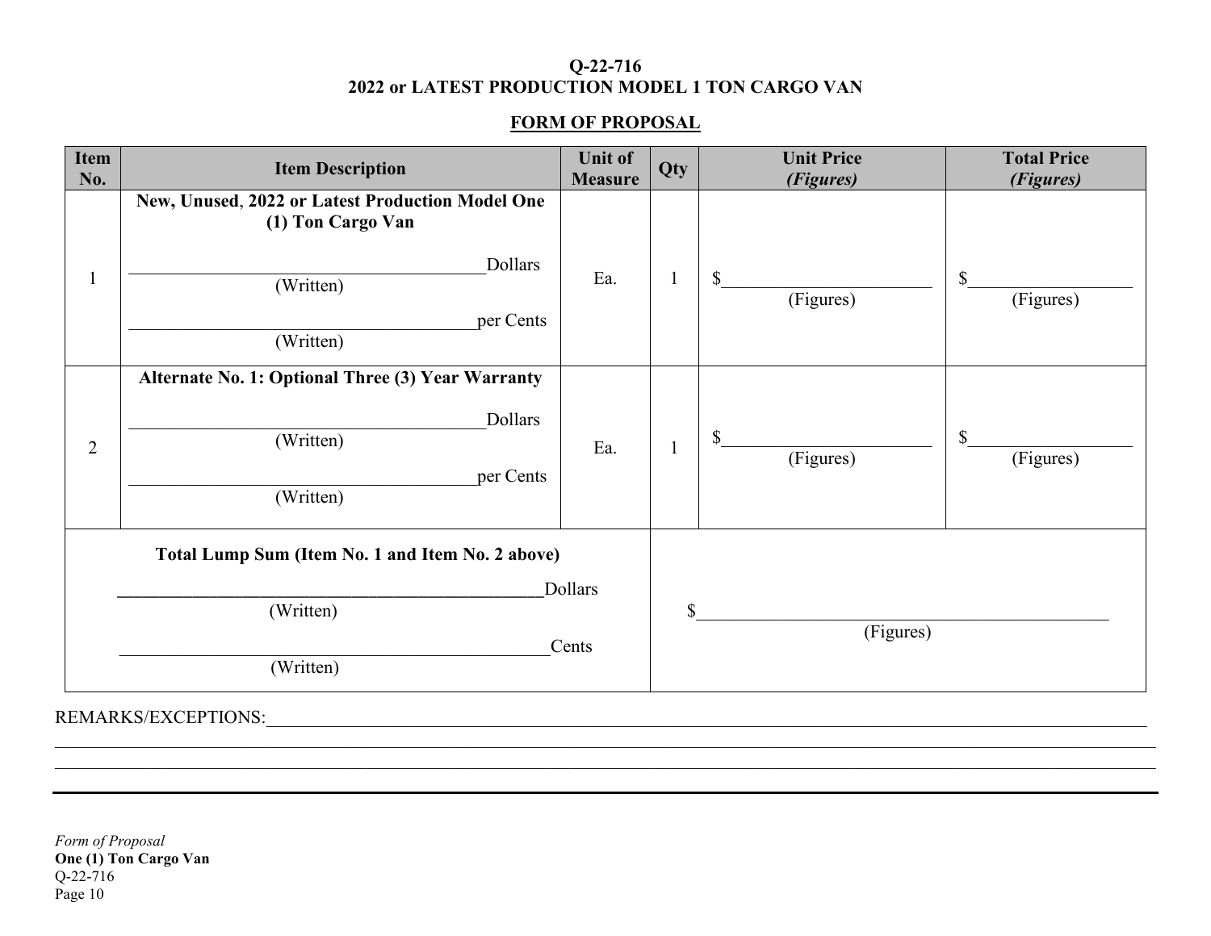**Q-22-716**
**2022 or LATEST PRODUCTION MODEL 1 TON CARGO VAN**

**FORM OF PROPOSAL**

| Item No. | Item Description | Unit of Measure | Qty | Unit Price *(Figures)* | Total Price *(Figures)* |
|---|---|---|---|---|---|
| 1 | **New, Unused, 2022 or Latest Production Model One (1) Ton Cargo Van**<br><br>________________________Dollars<br>(Written)<br><br>________________________per Cents<br>(Written) | Ea. | 1 | $____________________<br>(Figures) | $____________________<br>(Figures) |
| 2 | **Alternate No. 1: Optional Three (3) Year Warranty**<br><br>________________________Dollars<br>(Written)<br><br>________________________per Cents<br>(Written) | Ea. | 1 | $____________________<br>(Figures) | $____________________<br>(Figures) |
| **Total Lump Sum (Item No. 1 and Item No. 2 above)**<br><br>________________________Dollars<br>(Written)<br><br>________________________Cents<br>(Written) | | | | $____________________<br>(Figures) | |

REMARKS/EXCEPTIONS:____________________________________________________________________________

______________________________________________________________________________________________

______________________________________________________________________________________________

*Form of Proposal*
**One (1) Ton Cargo Van**
Q-22-716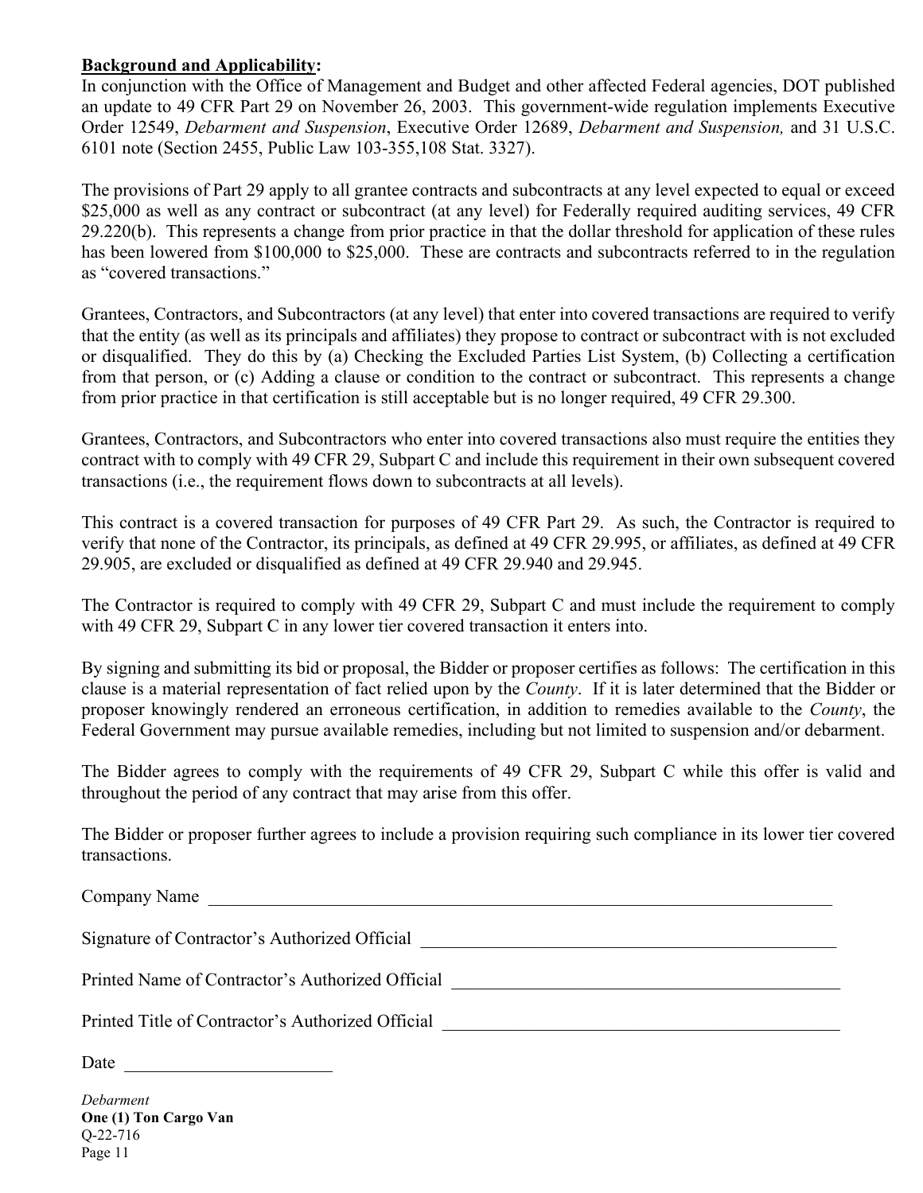**Background and Applicability:**

In conjunction with the Office of Management and Budget and other affected Federal agencies, DOT published an update to 49 CFR Part 29 on November 26, 2003. This government-wide regulation implements Executive Order 12549, *Debarment and Suspension*, Executive Order 12689, *Debarment and Suspension,* and 31 U.S.C. 6101 note (Section 2455, Public Law 103-355,108 Stat. 3327).

The provisions of Part 29 apply to all grantee contracts and subcontracts at any level expected to equal or exceed $25,000 as well as any contract or subcontract (at any level) for Federally required auditing services, 49 CFR 29.220(b). This represents a change from prior practice in that the dollar threshold for application of these rules has been lowered from $100,000 to $25,000. These are contracts and subcontracts referred to in the regulation as "covered transactions."

Grantees, Contractors, and Subcontractors (at any level) that enter into covered transactions are required to verify that the entity (as well as its principals and affiliates) they propose to contract or subcontract with is not excluded or disqualified. They do this by (a) Checking the Excluded Parties List System, (b) Collecting a certification from that person, or (c) Adding a clause or condition to the contract or subcontract. This represents a change from prior practice in that certification is still acceptable but is no longer required, 49 CFR 29.300.

Grantees, Contractors, and Subcontractors who enter into covered transactions also must require the entities they contract with to comply with 49 CFR 29, Subpart C and include this requirement in their own subsequent covered transactions (i.e., the requirement flows down to subcontracts at all levels).

This contract is a covered transaction for purposes of 49 CFR Part 29. As such, the Contractor is required to verify that none of the Contractor, its principals, as defined at 49 CFR 29.995, or affiliates, as defined at 49 CFR 29.905, are excluded or disqualified as defined at 49 CFR 29.940 and 29.945.

The Contractor is required to comply with 49 CFR 29, Subpart C and must include the requirement to comply with 49 CFR 29, Subpart C in any lower tier covered transaction it enters into.

By signing and submitting its bid or proposal, the Bidder or proposer certifies as follows: The certification in this clause is a material representation of fact relied upon by the *County*. If it is later determined that the Bidder or proposer knowingly rendered an erroneous certification, in addition to remedies available to the *County*, the Federal Government may pursue available remedies, including but not limited to suspension and/or debarment.

The Bidder agrees to comply with the requirements of 49 CFR 29, Subpart C while this offer is valid and throughout the period of any contract that may arise from this offer.

The Bidder or proposer further agrees to include a provision requiring such compliance in its lower tier covered transactions.

Company Name \_\_\_\_\_\_\_\_\_\_\_\_\_\_\_\_\_\_\_\_\_\_\_\_\_\_\_\_\_\_\_\_\_\_\_\_\_\_\_\_\_\_\_\_\_\_\_\_

Signature of Contractor's Authorized Official \_\_\_\_\_\_\_\_\_\_\_\_\_\_\_\_\_\_\_\_\_\_\_\_\_\_\_\_\_\_\_\_

Printed Name of Contractor's Authorized Official \_\_\_\_\_\_\_\_\_\_\_\_\_\_\_\_\_\_\_\_\_\_\_\_\_\_\_\_\_\_

Printed Title of Contractor's Authorized Official \_\_\_\_\_\_\_\_\_\_\_\_\_\_\_\_\_\_\_\_\_\_\_\_\_\_\_\_\_\_

Date \_\_\_\_\_\_\_\_\_\_\_\_\_\_\_\_\_\_\_\_

*Debarment*
**One (1) Ton Cargo Van**
Q-22-716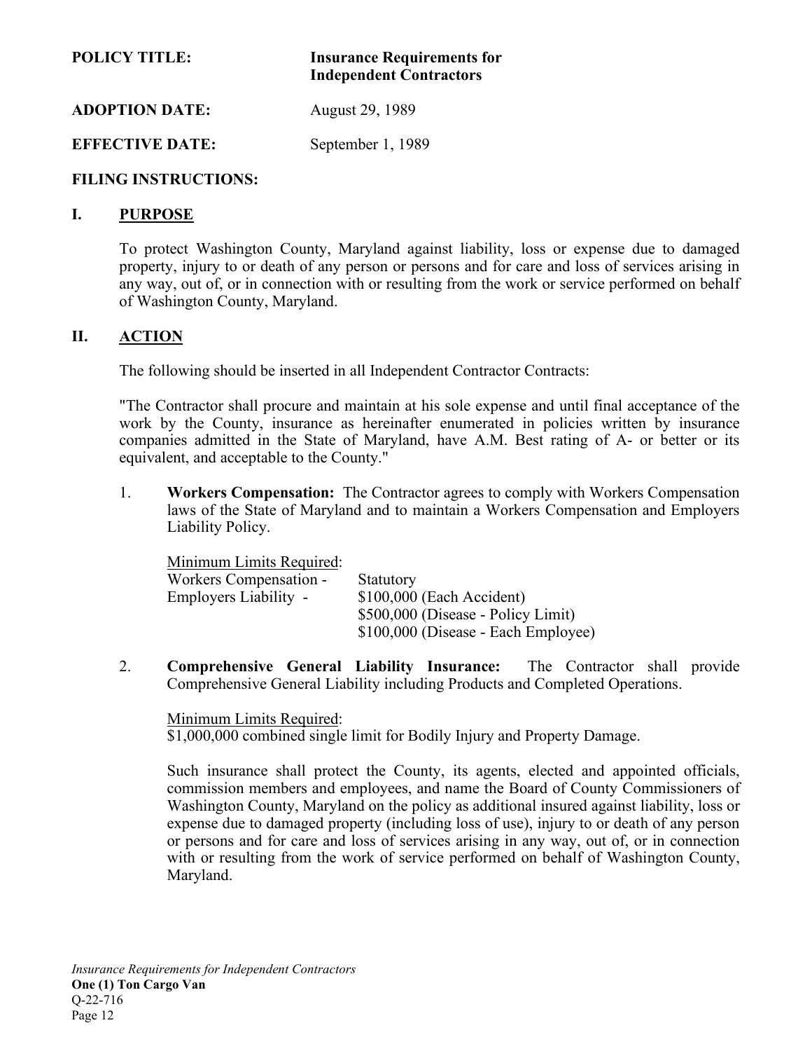**POLICY TITLE:** **Insurance Requirements for Independent Contractors**

**ADOPTION DATE:** August 29, 1989

**EFFECTIVE DATE:** September 1, 1989

**FILING INSTRUCTIONS:**

## I. PURPOSE

To protect Washington County, Maryland against liability, loss or expense due to damaged property, injury to or death of any person or persons and for care and loss of services arising in any way, out of, or in connection with or resulting from the work or service performed on behalf of Washington County, Maryland.

## II. ACTION

The following should be inserted in all Independent Contractor Contracts:

"The Contractor shall procure and maintain at his sole expense and until final acceptance of the work by the County, insurance as hereinafter enumerated in policies written by insurance companies admitted in the State of Maryland, have A.M. Best rating of A- or better or its equivalent, and acceptable to the County."

1. **Workers Compensation:** The Contractor agrees to comply with Workers Compensation laws of the State of Maryland and to maintain a Workers Compensation and Employers Liability Policy.

   Minimum Limits Required:

   | | |
   |---|---|
   | Workers Compensation - | Statutory |
   | Employers Liability - | $100,000 (Each Accident) |
   | | $500,000 (Disease - Policy Limit) |
   | | $100,000 (Disease - Each Employee) |

2. **Comprehensive General Liability Insurance:** The Contractor shall provide Comprehensive General Liability including Products and Completed Operations.

   Minimum Limits Required:
   $1,000,000 combined single limit for Bodily Injury and Property Damage.

   Such insurance shall protect the County, its agents, elected and appointed officials, commission members and employees, and name the Board of County Commissioners of Washington County, Maryland on the policy as additional insured against liability, loss or expense due to damaged property (including loss of use), injury to or death of any person or persons and for care and loss of services arising in any way, out of, or in connection with or resulting from the work of service performed on behalf of Washington County, Maryland.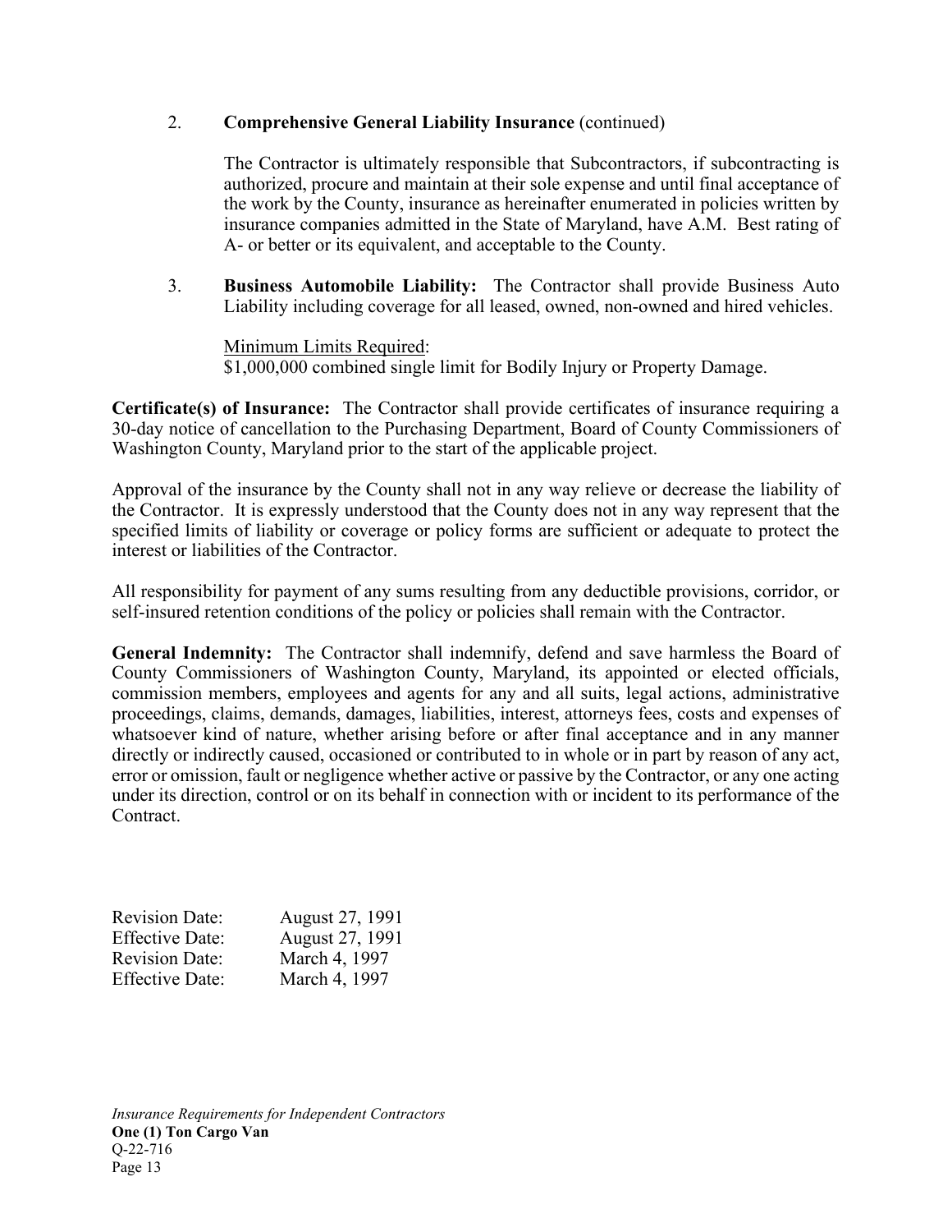2. **Comprehensive General Liability Insurance** (continued)

   The Contractor is ultimately responsible that Subcontractors, if subcontracting is authorized, procure and maintain at their sole expense and until final acceptance of the work by the County, insurance as hereinafter enumerated in policies written by insurance companies admitted in the State of Maryland, have A.M. Best rating of A- or better or its equivalent, and acceptable to the County.

3. **Business Automobile Liability:** The Contractor shall provide Business Auto Liability including coverage for all leased, owned, non-owned and hired vehicles.

   <u>Minimum Limits Required</u>:
   $1,000,000 combined single limit for Bodily Injury or Property Damage.

**Certificate(s) of Insurance:** The Contractor shall provide certificates of insurance requiring a 30-day notice of cancellation to the Purchasing Department, Board of County Commissioners of Washington County, Maryland prior to the start of the applicable project.

Approval of the insurance by the County shall not in any way relieve or decrease the liability of the Contractor. It is expressly understood that the County does not in any way represent that the specified limits of liability or coverage or policy forms are sufficient or adequate to protect the interest or liabilities of the Contractor.

All responsibility for payment of any sums resulting from any deductible provisions, corridor, or self-insured retention conditions of the policy or policies shall remain with the Contractor.

**General Indemnity:** The Contractor shall indemnify, defend and save harmless the Board of County Commissioners of Washington County, Maryland, its appointed or elected officials, commission members, employees and agents for any and all suits, legal actions, administrative proceedings, claims, demands, damages, liabilities, interest, attorneys fees, costs and expenses of whatsoever kind of nature, whether arising before or after final acceptance and in any manner directly or indirectly caused, occasioned or contributed to in whole or in part by reason of any act, error or omission, fault or negligence whether active or passive by the Contractor, or any one acting under its direction, control or on its behalf in connection with or incident to its performance of the Contract.

| | |
|---|---|
| Revision Date: | August 27, 1991 |
| Effective Date: | August 27, 1991 |
| Revision Date: | March 4, 1997 |
| Effective Date: | March 4, 1997 |